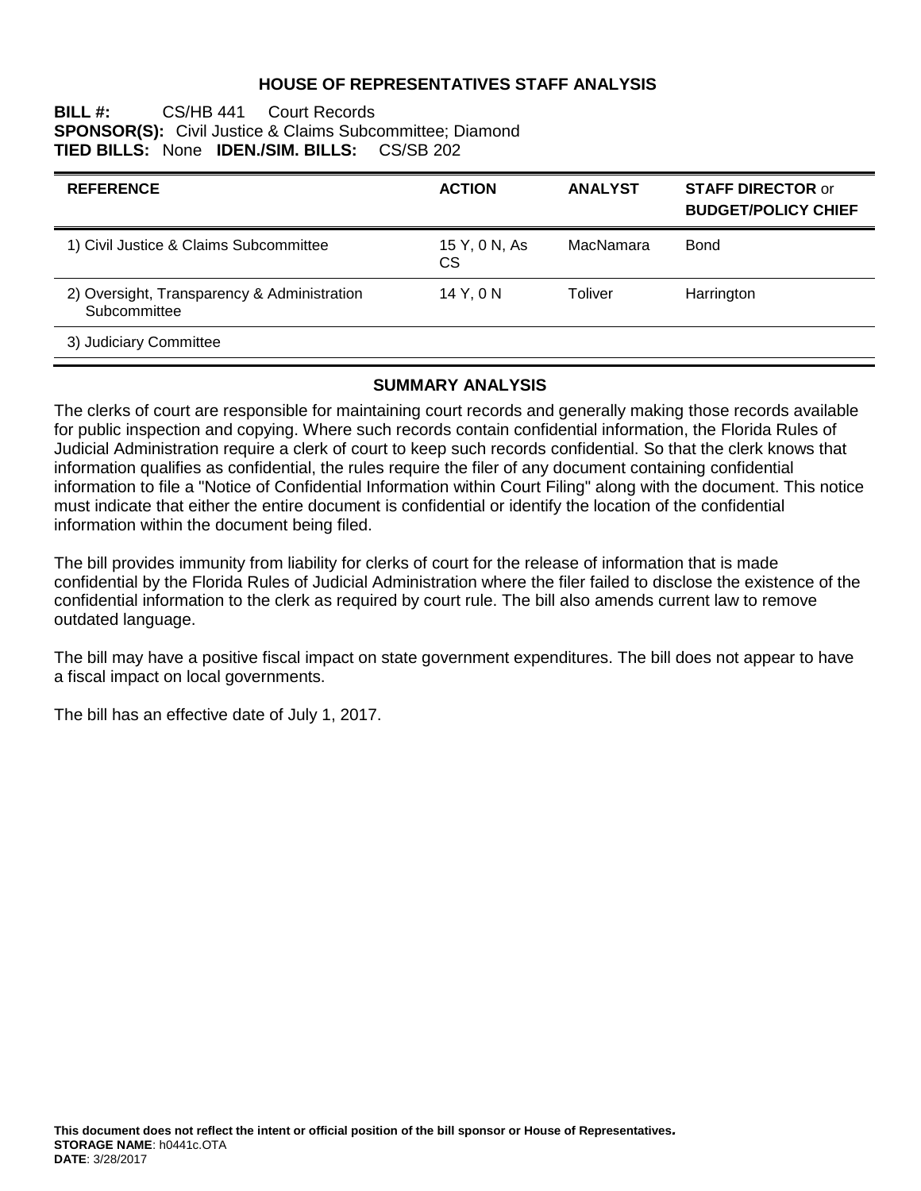# HOUSE OF REPRESENTATIVES STAFF ANALYSIS

**BILL #:** CS/HB 441 Court Records
**SPONSOR(S):** Civil Justice & Claims Subcommittee; Diamond
**TIED BILLS:** None **IDEN./SIM. BILLS:** CS/SB 202

| REFERENCE | ACTION | ANALYST | STAFF DIRECTOR or BUDGET/POLICY CHIEF |
|---|---|---|---|
| 1) Civil Justice & Claims Subcommittee | 15 Y, 0 N, As CS | MacNamara | Bond |
| 2) Oversight, Transparency & Administration Subcommittee | 14 Y, 0 N | Toliver | Harrington |
| 3) Judiciary Committee | | | |

## SUMMARY ANALYSIS

The clerks of court are responsible for maintaining court records and generally making those records available for public inspection and copying. Where such records contain confidential information, the Florida Rules of Judicial Administration require a clerk of court to keep such records confidential. So that the clerk knows that information qualifies as confidential, the rules require the filer of any document containing confidential information to file a "Notice of Confidential Information within Court Filing" along with the document. This notice must indicate that either the entire document is confidential or identify the location of the confidential information within the document being filed.

The bill provides immunity from liability for clerks of court for the release of information that is made confidential by the Florida Rules of Judicial Administration where the filer failed to disclose the existence of the confidential information to the clerk as required by court rule. The bill also amends current law to remove outdated language.

The bill may have a positive fiscal impact on state government expenditures. The bill does not appear to have a fiscal impact on local governments.

The bill has an effective date of July 1, 2017.

**This document does not reflect the intent or official position of the bill sponsor or House of Representatives.**
**STORAGE NAME**: h0441c.OTA
**DATE**: 3/28/2017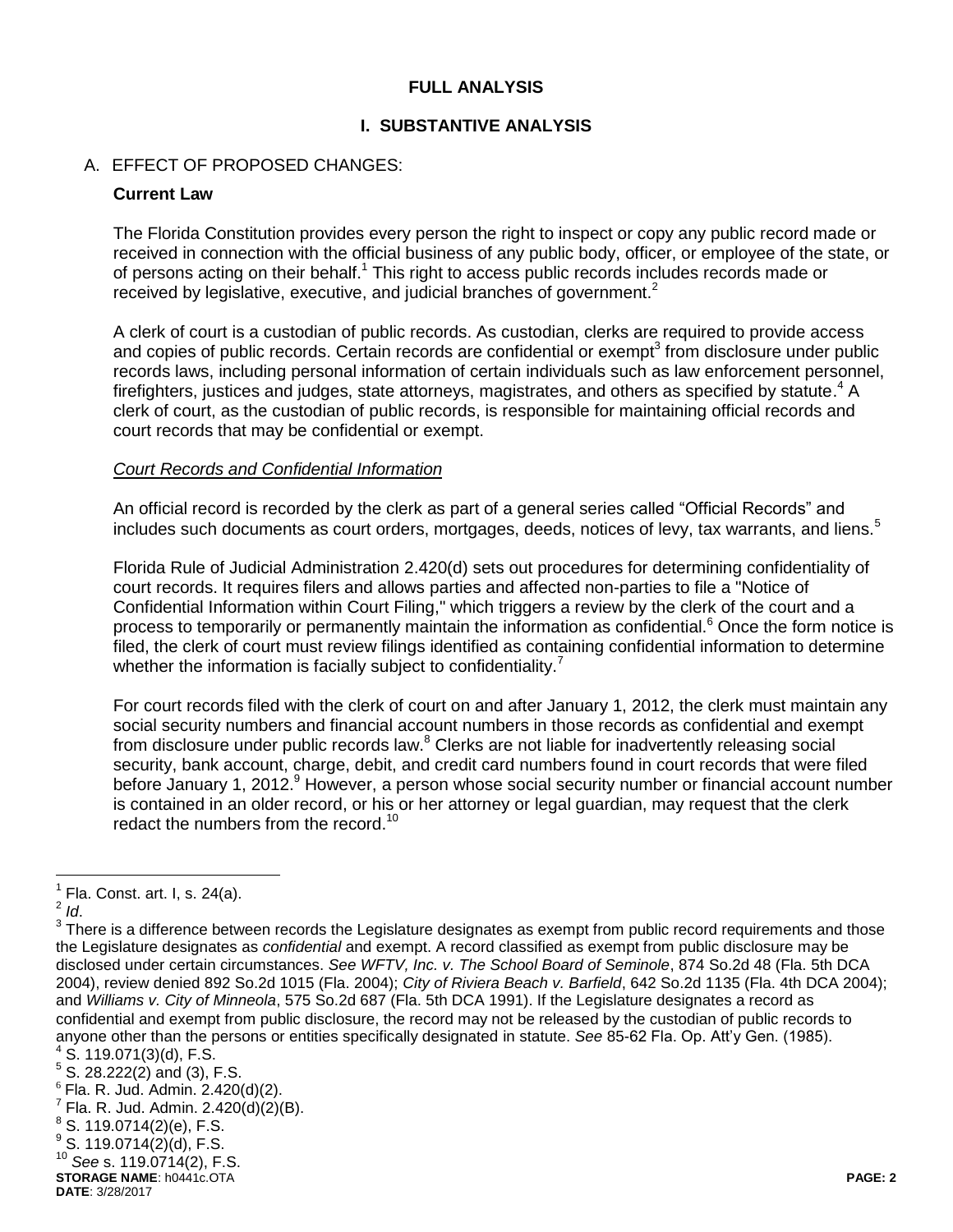# FULL ANALYSIS

## I. SUBSTANTIVE ANALYSIS

### A. EFFECT OF PROPOSED CHANGES:

**Current Law**

The Florida Constitution provides every person the right to inspect or copy any public record made or received in connection with the official business of any public body, officer, or employee of the state, or of persons acting on their behalf.[1] This right to access public records includes records made or received by legislative, executive, and judicial branches of government.[2]

A clerk of court is a custodian of public records. As custodian, clerks are required to provide access and copies of public records. Certain records are confidential or exempt[3] from disclosure under public records laws, including personal information of certain individuals such as law enforcement personnel, firefighters, justices and judges, state attorneys, magistrates, and others as specified by statute.[4] A clerk of court, as the custodian of public records, is responsible for maintaining official records and court records that may be confidential or exempt.

*Court Records and Confidential Information*

An official record is recorded by the clerk as part of a general series called "Official Records" and includes such documents as court orders, mortgages, deeds, notices of levy, tax warrants, and liens.[5]

Florida Rule of Judicial Administration 2.420(d) sets out procedures for determining confidentiality of court records. It requires filers and allows parties and affected non-parties to file a "Notice of Confidential Information within Court Filing," which triggers a review by the clerk of the court and a process to temporarily or permanently maintain the information as confidential.[6] Once the form notice is filed, the clerk of court must review filings identified as containing confidential information to determine whether the information is facially subject to confidentiality.[7]

For court records filed with the clerk of court on and after January 1, 2012, the clerk must maintain any social security numbers and financial account numbers in those records as confidential and exempt from disclosure under public records law.[8] Clerks are not liable for inadvertently releasing social security, bank account, charge, debit, and credit card numbers found in court records that were filed before January 1, 2012.[9] However, a person whose social security number or financial account number is contained in an older record, or his or her attorney or legal guardian, may request that the clerk redact the numbers from the record.[10]

---

[1] Fla. Const. art. I, s. 24(a).

[2] *Id*.

[3] There is a difference between records the Legislature designates as exempt from public record requirements and those the Legislature designates as *confidential* and exempt. A record classified as exempt from public disclosure may be disclosed under certain circumstances. *See WFTV, Inc. v. The School Board of Seminole*, 874 So.2d 48 (Fla. 5th DCA 2004), review denied 892 So.2d 1015 (Fla. 2004); *City of Riviera Beach v. Barfield*, 642 So.2d 1135 (Fla. 4th DCA 2004); and *Williams v. City of Minneola*, 575 So.2d 687 (Fla. 5th DCA 1991). If the Legislature designates a record as confidential and exempt from public disclosure, the record may not be released by the custodian of public records to anyone other than the persons or entities specifically designated in statute. *See* 85-62 Fla. Op. Att'y Gen. (1985).

[4] S. 119.071(3)(d), F.S.

[5] S. 28.222(2) and (3), F.S.

[6] Fla. R. Jud. Admin. 2.420(d)(2).

[7] Fla. R. Jud. Admin. 2.420(d)(2)(B).

[8] S. 119.0714(2)(e), F.S.

[9] S. 119.0714(2)(d), F.S.

[10] *See* s. 119.0714(2), F.S.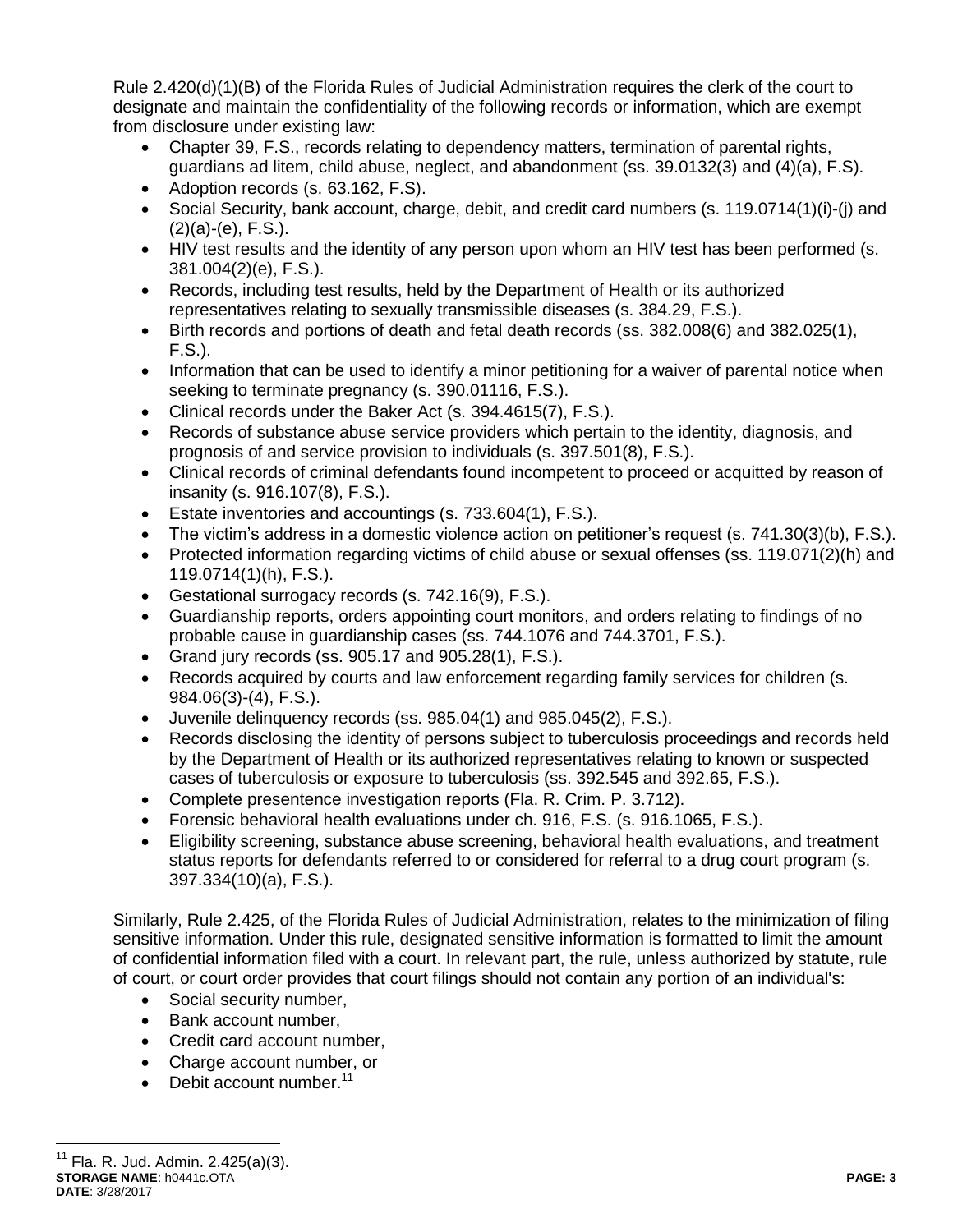Rule 2.420(d)(1)(B) of the Florida Rules of Judicial Administration requires the clerk of the court to designate and maintain the confidentiality of the following records or information, which are exempt from disclosure under existing law:

- Chapter 39, F.S., records relating to dependency matters, termination of parental rights, guardians ad litem, child abuse, neglect, and abandonment (ss. 39.0132(3) and (4)(a), F.S).
- Adoption records (s. 63.162, F.S).
- Social Security, bank account, charge, debit, and credit card numbers (s. 119.0714(1)(i)-(j) and (2)(a)-(e), F.S.).
- HIV test results and the identity of any person upon whom an HIV test has been performed (s. 381.004(2)(e), F.S.).
- Records, including test results, held by the Department of Health or its authorized representatives relating to sexually transmissible diseases (s. 384.29, F.S.).
- Birth records and portions of death and fetal death records (ss. 382.008(6) and 382.025(1), F.S.).
- Information that can be used to identify a minor petitioning for a waiver of parental notice when seeking to terminate pregnancy (s. 390.01116, F.S.).
- Clinical records under the Baker Act (s. 394.4615(7), F.S.).
- Records of substance abuse service providers which pertain to the identity, diagnosis, and prognosis of and service provision to individuals (s. 397.501(8), F.S.).
- Clinical records of criminal defendants found incompetent to proceed or acquitted by reason of insanity (s. 916.107(8), F.S.).
- Estate inventories and accountings (s. 733.604(1), F.S.).
- The victim's address in a domestic violence action on petitioner's request (s. 741.30(3)(b), F.S.).
- Protected information regarding victims of child abuse or sexual offenses (ss. 119.071(2)(h) and 119.0714(1)(h), F.S.).
- Gestational surrogacy records (s. 742.16(9), F.S.).
- Guardianship reports, orders appointing court monitors, and orders relating to findings of no probable cause in guardianship cases (ss. 744.1076 and 744.3701, F.S.).
- Grand jury records (ss. 905.17 and 905.28(1), F.S.).
- Records acquired by courts and law enforcement regarding family services for children (s. 984.06(3)-(4), F.S.).
- Juvenile delinquency records (ss. 985.04(1) and 985.045(2), F.S.).
- Records disclosing the identity of persons subject to tuberculosis proceedings and records held by the Department of Health or its authorized representatives relating to known or suspected cases of tuberculosis or exposure to tuberculosis (ss. 392.545 and 392.65, F.S.).
- Complete presentence investigation reports (Fla. R. Crim. P. 3.712).
- Forensic behavioral health evaluations under ch. 916, F.S. (s. 916.1065, F.S.).
- Eligibility screening, substance abuse screening, behavioral health evaluations, and treatment status reports for defendants referred to or considered for referral to a drug court program (s. 397.334(10)(a), F.S.).

Similarly, Rule 2.425, of the Florida Rules of Judicial Administration, relates to the minimization of filing sensitive information. Under this rule, designated sensitive information is formatted to limit the amount of confidential information filed with a court. In relevant part, the rule, unless authorized by statute, rule of court, or court order provides that court filings should not contain any portion of an individual's:

- Social security number,
- Bank account number,
- Credit card account number,
- Charge account number, or
- Debit account number.[11]

[11] Fla. R. Jud. Admin. 2.425(a)(3).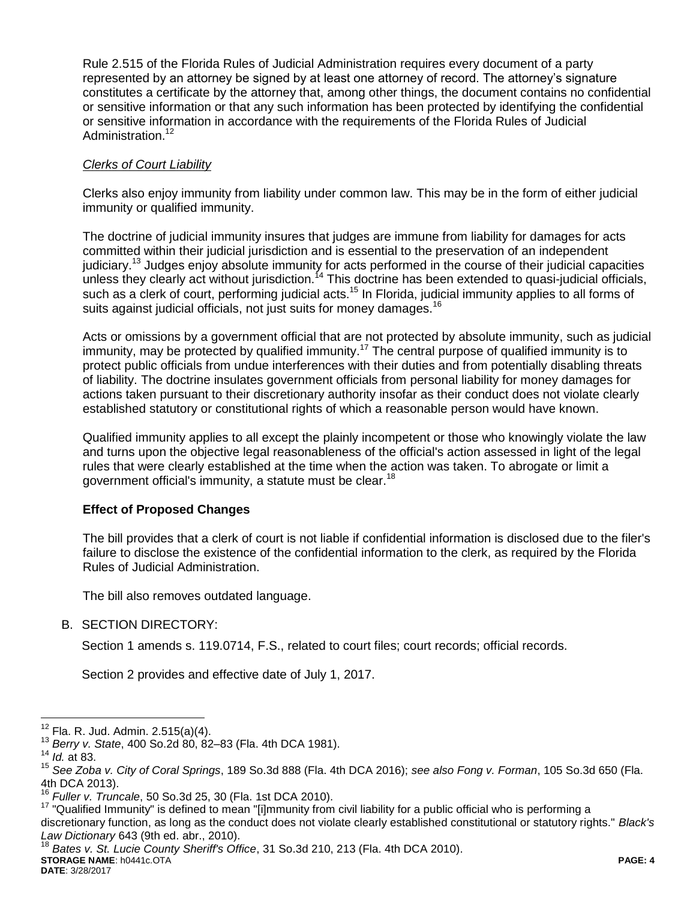Rule 2.515 of the Florida Rules of Judicial Administration requires every document of a party represented by an attorney be signed by at least one attorney of record. The attorney's signature constitutes a certificate by the attorney that, among other things, the document contains no confidential or sensitive information or that any such information has been protected by identifying the confidential or sensitive information in accordance with the requirements of the Florida Rules of Judicial Administration.[12]

*Clerks of Court Liability*

Clerks also enjoy immunity from liability under common law. This may be in the form of either judicial immunity or qualified immunity.

The doctrine of judicial immunity insures that judges are immune from liability for damages for acts committed within their judicial jurisdiction and is essential to the preservation of an independent judiciary.[13] Judges enjoy absolute immunity for acts performed in the course of their judicial capacities unless they clearly act without jurisdiction.[14] This doctrine has been extended to quasi-judicial officials, such as a clerk of court, performing judicial acts.[15] In Florida, judicial immunity applies to all forms of suits against judicial officials, not just suits for money damages.[16]

Acts or omissions by a government official that are not protected by absolute immunity, such as judicial immunity, may be protected by qualified immunity.[17] The central purpose of qualified immunity is to protect public officials from undue interferences with their duties and from potentially disabling threats of liability. The doctrine insulates government officials from personal liability for money damages for actions taken pursuant to their discretionary authority insofar as their conduct does not violate clearly established statutory or constitutional rights of which a reasonable person would have known.

Qualified immunity applies to all except the plainly incompetent or those who knowingly violate the law and turns upon the objective legal reasonableness of the official's action assessed in light of the legal rules that were clearly established at the time when the action was taken. To abrogate or limit a government official's immunity, a statute must be clear.[18]

**Effect of Proposed Changes**

The bill provides that a clerk of court is not liable if confidential information is disclosed due to the filer's failure to disclose the existence of the confidential information to the clerk, as required by the Florida Rules of Judicial Administration.

The bill also removes outdated language.

B. SECTION DIRECTORY:

Section 1 amends s. 119.0714, F.S., related to court files; court records; official records.

Section 2 provides and effective date of July 1, 2017.

---

[12] Fla. R. Jud. Admin. 2.515(a)(4).

[13] *Berry v. State*, 400 So.2d 80, 82–83 (Fla. 4th DCA 1981).

[14] *Id.* at 83.

[15] *See Zoba v. City of Coral Springs*, 189 So.3d 888 (Fla. 4th DCA 2016); *see also Fong v. Forman*, 105 So.3d 650 (Fla. 4th DCA 2013).

[16] *Fuller v. Truncale*, 50 So.3d 25, 30 (Fla. 1st DCA 2010).

[17] "Qualified Immunity" is defined to mean "[i]mmunity from civil liability for a public official who is performing a discretionary function, as long as the conduct does not violate clearly established constitutional or statutory rights." *Black's Law Dictionary* 643 (9th ed. abr., 2010).

[18] *Bates v. St. Lucie County Sheriff's Office*, 31 So.3d 210, 213 (Fla. 4th DCA 2010).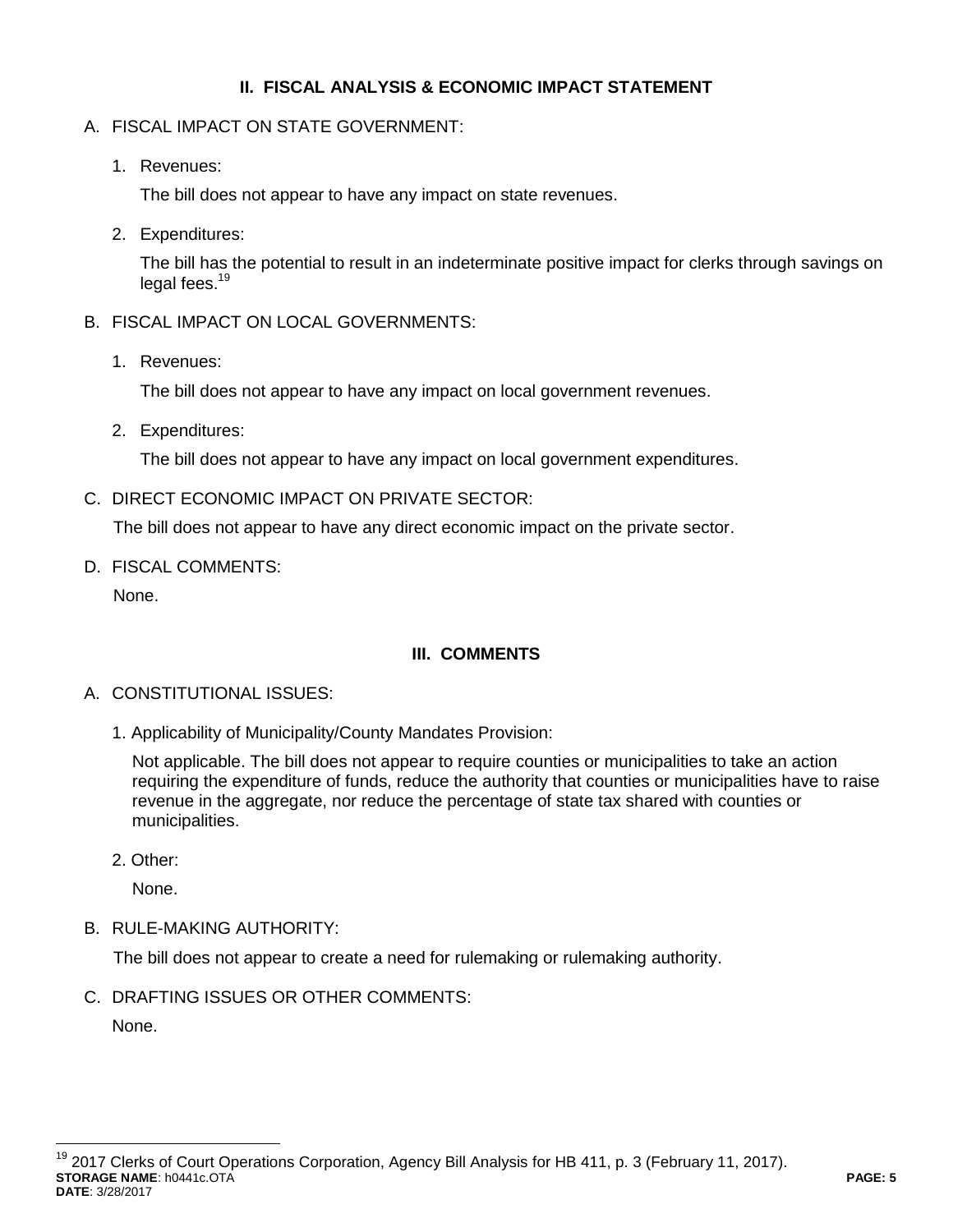## II. FISCAL ANALYSIS & ECONOMIC IMPACT STATEMENT

A. FISCAL IMPACT ON STATE GOVERNMENT:

1. Revenues:

   The bill does not appear to have any impact on state revenues.

2. Expenditures:

   The bill has the potential to result in an indeterminate positive impact for clerks through savings on legal fees.[19]

B. FISCAL IMPACT ON LOCAL GOVERNMENTS:

1. Revenues:

   The bill does not appear to have any impact on local government revenues.

2. Expenditures:

   The bill does not appear to have any impact on local government expenditures.

C. DIRECT ECONOMIC IMPACT ON PRIVATE SECTOR:

   The bill does not appear to have any direct economic impact on the private sector.

D. FISCAL COMMENTS:

   None.

## III. COMMENTS

A. CONSTITUTIONAL ISSUES:

1. Applicability of Municipality/County Mandates Provision:

   Not applicable. The bill does not appear to require counties or municipalities to take an action requiring the expenditure of funds, reduce the authority that counties or municipalities have to raise revenue in the aggregate, nor reduce the percentage of state tax shared with counties or municipalities.

2. Other:

   None.

B. RULE-MAKING AUTHORITY:

   The bill does not appear to create a need for rulemaking or rulemaking authority.

C. DRAFTING ISSUES OR OTHER COMMENTS:

   None.

---

[19] 2017 Clerks of Court Operations Corporation, Agency Bill Analysis for HB 411, p. 3 (February 11, 2017).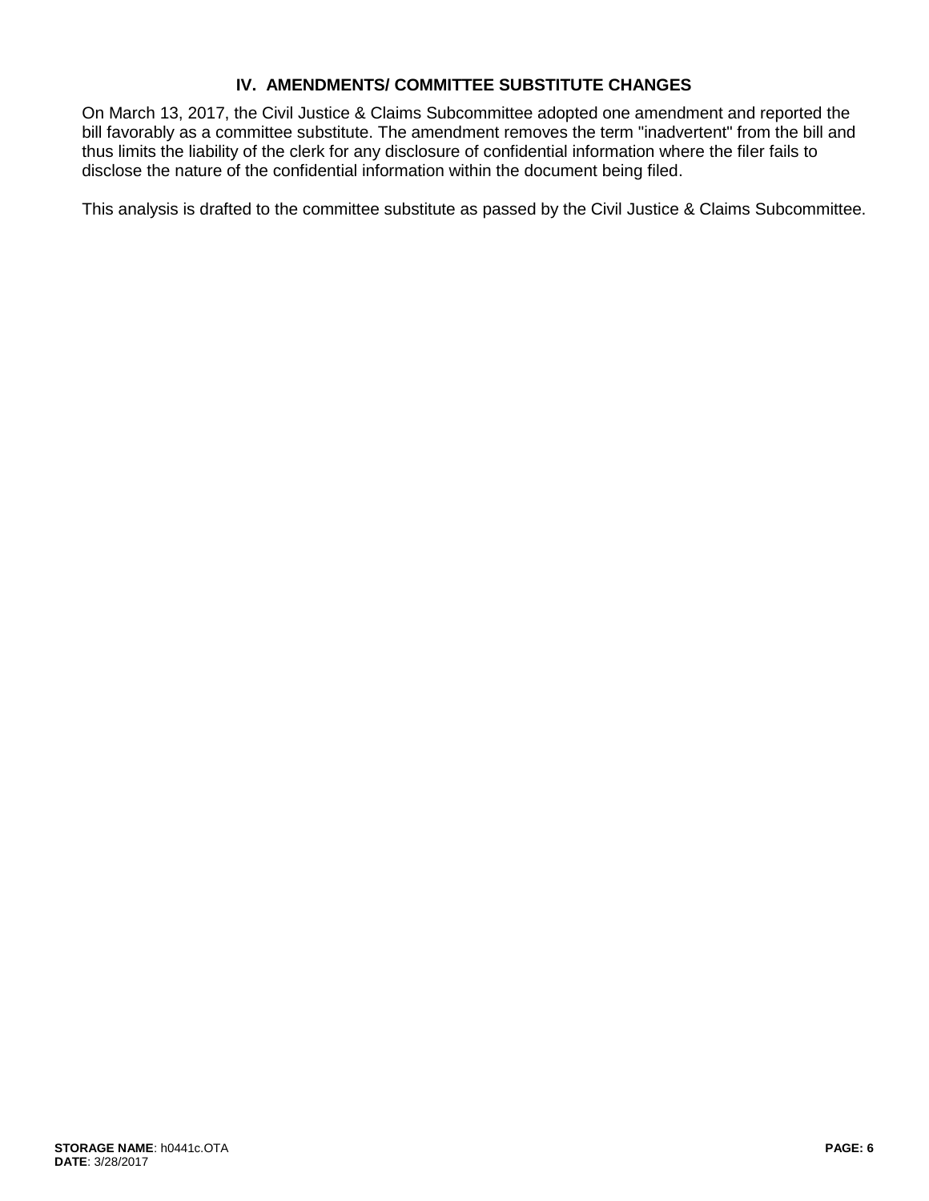## IV. AMENDMENTS/ COMMITTEE SUBSTITUTE CHANGES

On March 13, 2017, the Civil Justice & Claims Subcommittee adopted one amendment and reported the bill favorably as a committee substitute. The amendment removes the term "inadvertent" from the bill and thus limits the liability of the clerk for any disclosure of confidential information where the filer fails to disclose the nature of the confidential information within the document being filed.

This analysis is drafted to the committee substitute as passed by the Civil Justice & Claims Subcommittee.